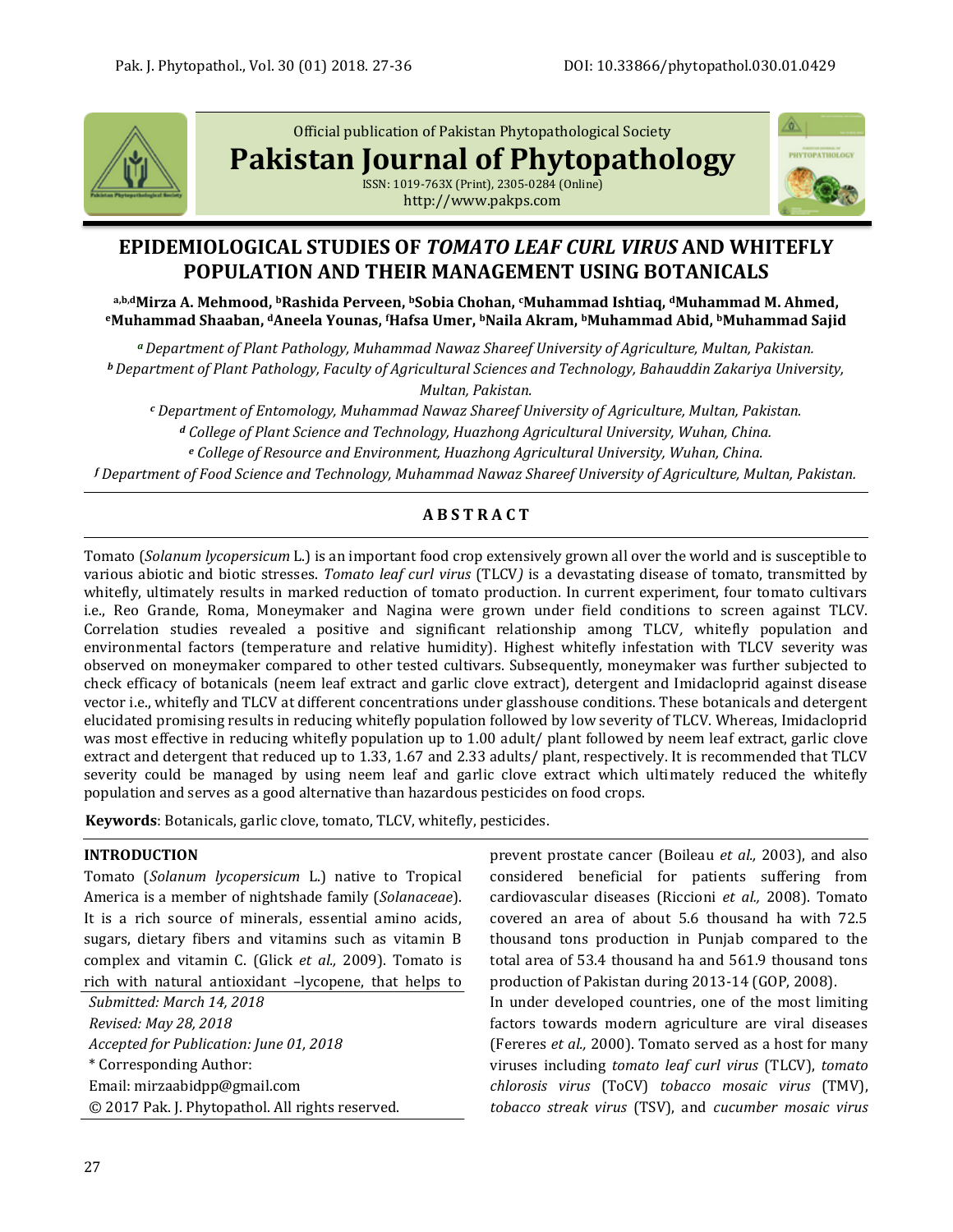Official publication of Pakistan Phytopathological Society

**Pakistan Journal of Phytopathology**

ISSN: 1019-763X (Print), 2305-0284 (Online)
http://www.pakps.com

# EPIDEMIOLOGICAL STUDIES OF *TOMATO LEAF CURL VIRUS* AND WHITEFLY POPULATION AND THEIR MANAGEMENT USING BOTANICALS

**[a,b,d]Mirza A. Mehmood, [b]Rashida Perveen, [b]Sobia Chohan, [c]Muhammad Ishtiaq, [d]Muhammad M. Ahmed, [e]Muhammad Shaaban, [d]Aneela Younas, [f]Hafsa Umer, [b]Naila Akram, [b]Muhammad Abid, [b]Muhammad Sajid**

*[a] Department of Plant Pathology, Muhammad Nawaz Shareef University of Agriculture, Multan, Pakistan.*
*[b] Department of Plant Pathology, Faculty of Agricultural Sciences and Technology, Bahauddin Zakariya University, Multan, Pakistan.*
*[c] Department of Entomology, Muhammad Nawaz Shareef University of Agriculture, Multan, Pakistan.*
*[d] College of Plant Science and Technology, Huazhong Agricultural University, Wuhan, China.*
*[e] College of Resource and Environment, Huazhong Agricultural University, Wuhan, China.*
*[f] Department of Food Science and Technology, Muhammad Nawaz Shareef University of Agriculture, Multan, Pakistan.*

## ABSTRACT

Tomato (*Solanum lycopersicum* L.) is an important food crop extensively grown all over the world and is susceptible to various abiotic and biotic stresses. *Tomato leaf curl virus* (TLCV*)* is a devastating disease of tomato, transmitted by whitefly, ultimately results in marked reduction of tomato production. In current experiment, four tomato cultivars i.e., Reo Grande, Roma, Moneymaker and Nagina were grown under field conditions to screen against TLCV. Correlation studies revealed a positive and significant relationship among TLCV*,* whitefly population and environmental factors (temperature and relative humidity). Highest whitefly infestation with TLCV severity was observed on moneymaker compared to other tested cultivars. Subsequently, moneymaker was further subjected to check efficacy of botanicals (neem leaf extract and garlic clove extract), detergent and Imidacloprid against disease vector i.e., whitefly and TLCV at different concentrations under glasshouse conditions. These botanicals and detergent elucidated promising results in reducing whitefly population followed by low severity of TLCV. Whereas, Imidacloprid was most effective in reducing whitefly population up to 1.00 adult/ plant followed by neem leaf extract, garlic clove extract and detergent that reduced up to 1.33, 1.67 and 2.33 adults/ plant, respectively. It is recommended that TLCV severity could be managed by using neem leaf and garlic clove extract which ultimately reduced the whitefly population and serves as a good alternative than hazardous pesticides on food crops.

**Keywords**: Botanicals, garlic clove, tomato, TLCV, whitefly, pesticides.

## INTRODUCTION

Tomato (*Solanum lycopersicum* L.) native to Tropical America is a member of nightshade family (*Solanaceae*). It is a rich source of minerals, essential amino acids, sugars, dietary fibers and vitamins such as vitamin B complex and vitamin C. (Glick *et al.,* 2009). Tomato is rich with natural antioxidant –lycopene, that helps to prevent prostate cancer (Boileau *et al.,* 2003), and also considered beneficial for patients suffering from cardiovascular diseases (Riccioni *et al.,* 2008). Tomato covered an area of about 5.6 thousand ha with 72.5 thousand tons production in Punjab compared to the total area of 53.4 thousand ha and 561.9 thousand tons production of Pakistan during 2013-14 (GOP, 2008).

In under developed countries, one of the most limiting factors towards modern agriculture are viral diseases (Fereres *et al.,* 2000). Tomato served as a host for many viruses including *tomato leaf curl virus* (TLCV), *tomato chlorosis virus* (ToCV) *tobacco mosaic virus* (TMV), *tobacco streak virus* (TSV), and *cucumber mosaic virus*

*Submitted: March 14, 2018*
*Revised: May 28, 2018*
*Accepted for Publication: June 01, 2018*
\* Corresponding Author:
Email: mirzaabidpp@gmail.com
© 2017 Pak. J. Phytopathol. All rights reserved.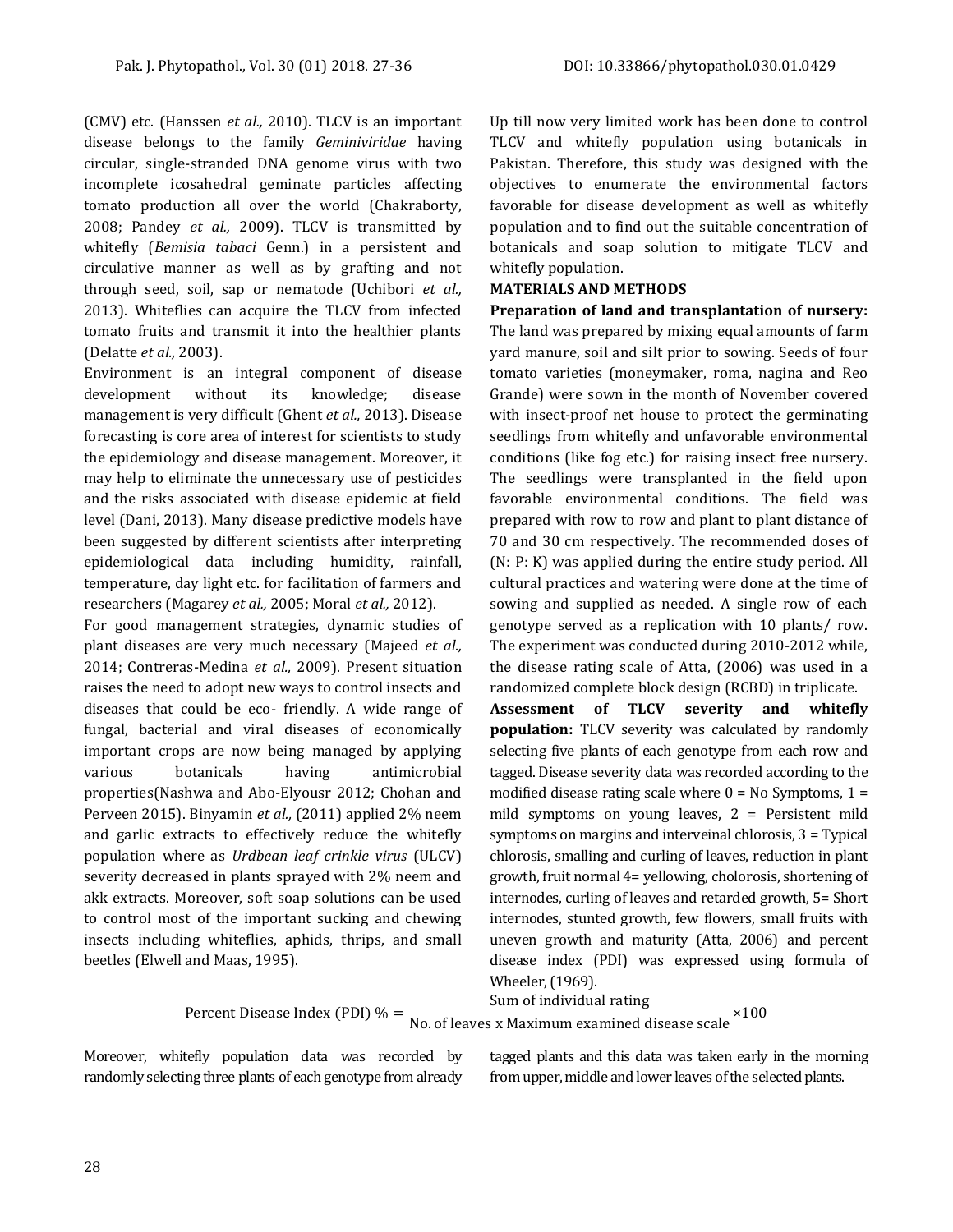(CMV) etc. (Hanssen *et al.,* 2010). TLCV is an important disease belongs to the family *Geminiviridae* having circular, single-stranded DNA genome virus with two incomplete icosahedral geminate particles affecting tomato production all over the world (Chakraborty, 2008; Pandey *et al.,* 2009). TLCV is transmitted by whitefly (*Bemisia tabaci* Genn.) in a persistent and circulative manner as well as by grafting and not through seed, soil, sap or nematode (Uchibori *et al.,* 2013). Whiteflies can acquire the TLCV from infected tomato fruits and transmit it into the healthier plants (Delatte *et al.,* 2003).

Environment is an integral component of disease development without its knowledge; disease management is very difficult (Ghent *et al.,* 2013). Disease forecasting is core area of interest for scientists to study the epidemiology and disease management. Moreover, it may help to eliminate the unnecessary use of pesticides and the risks associated with disease epidemic at field level (Dani, 2013). Many disease predictive models have been suggested by different scientists after interpreting epidemiological data including humidity, rainfall, temperature, day light etc. for facilitation of farmers and researchers (Magarey *et al.,* 2005; Moral *et al.,* 2012).

For good management strategies, dynamic studies of plant diseases are very much necessary (Majeed *et al.,* 2014; Contreras-Medina *et al.,* 2009). Present situation raises the need to adopt new ways to control insects and diseases that could be eco- friendly. A wide range of fungal, bacterial and viral diseases of economically important crops are now being managed by applying various botanicals having antimicrobial properties(Nashwa and Abo-Elyousr 2012; Chohan and Perveen 2015). Binyamin *et al.,* (2011) applied 2% neem and garlic extracts to effectively reduce the whitefly population where as *Urdbean leaf crinkle virus* (ULCV) severity decreased in plants sprayed with 2% neem and akk extracts. Moreover, soft soap solutions can be used to control most of the important sucking and chewing insects including whiteflies, aphids, thrips, and small beetles (Elwell and Maas, 1995).

Up till now very limited work has been done to control TLCV and whitefly population using botanicals in Pakistan. Therefore, this study was designed with the objectives to enumerate the environmental factors favorable for disease development as well as whitefly population and to find out the suitable concentration of botanicals and soap solution to mitigate TLCV and whitefly population.

## MATERIALS AND METHODS

**Preparation of land and transplantation of nursery:** The land was prepared by mixing equal amounts of farm yard manure, soil and silt prior to sowing. Seeds of four tomato varieties (moneymaker, roma, nagina and Reo Grande) were sown in the month of November covered with insect-proof net house to protect the germinating seedlings from whitefly and unfavorable environmental conditions (like fog etc.) for raising insect free nursery. The seedlings were transplanted in the field upon favorable environmental conditions. The field was prepared with row to row and plant to plant distance of 70 and 30 cm respectively. The recommended doses of (N: P: K) was applied during the entire study period. All cultural practices and watering were done at the time of sowing and supplied as needed. A single row of each genotype served as a replication with 10 plants/ row. The experiment was conducted during 2010-2012 while, the disease rating scale of Atta, (2006) was used in a randomized complete block design (RCBD) in triplicate.

**Assessment of TLCV severity and whitefly population:** TLCV severity was calculated by randomly selecting five plants of each genotype from each row and tagged. Disease severity data was recorded according to the modified disease rating scale where 0 = No Symptoms, 1 = mild symptoms on young leaves, 2 = Persistent mild symptoms on margins and interveinal chlorosis, 3 = Typical chlorosis, smalling and curling of leaves, reduction in plant growth, fruit normal 4= yellowing, cholorosis, shortening of internodes, curling of leaves and retarded growth, 5= Short internodes, stunted growth, few flowers, small fruits with uneven growth and maturity (Atta, 2006) and percent disease index (PDI) was expressed using formula of Wheeler, (1969).

$$\text{Percent Disease Index (PDI) \%} = \frac{\text{Sum of individual rating}}{\text{No. of leaves x Maximum examined disease scale}} \times 100$$

Moreover, whitefly population data was recorded by randomly selecting three plants of each genotype from already tagged plants and this data was taken early in the morning from upper, middle and lower leaves of the selected plants.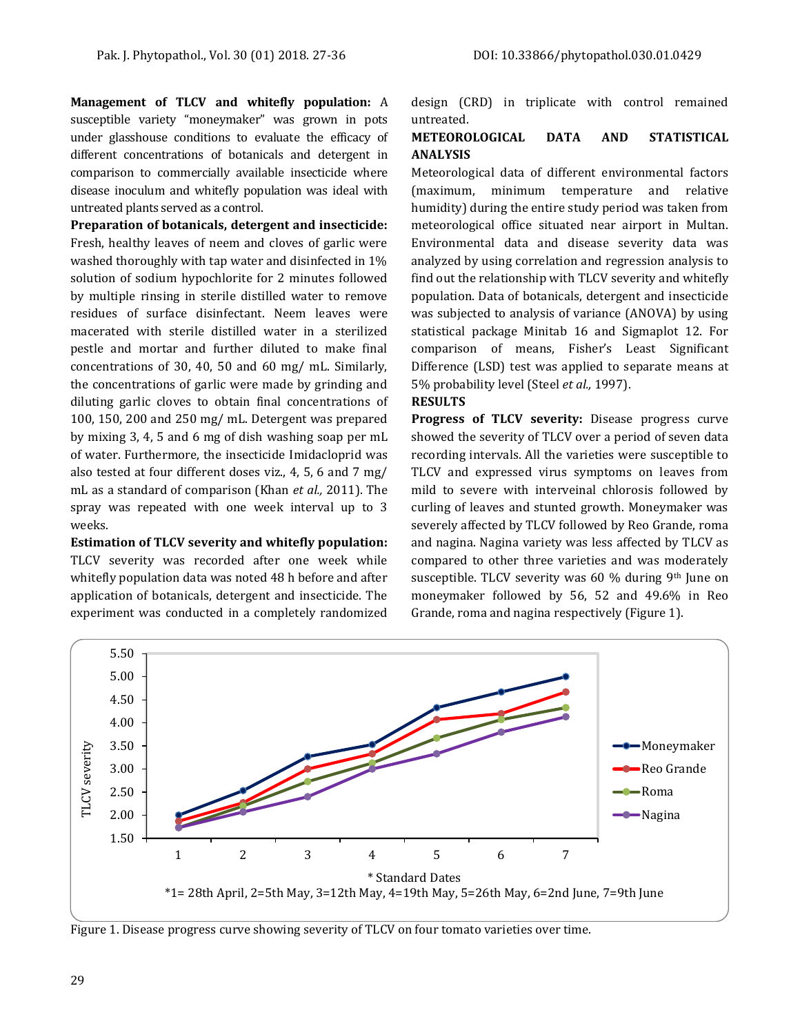**Management of TLCV and whitefly population:** A susceptible variety "moneymaker" was grown in pots under glasshouse conditions to evaluate the efficacy of different concentrations of botanicals and detergent in comparison to commercially available insecticide where disease inoculum and whitefly population was ideal with untreated plants served as a control.

**Preparation of botanicals, detergent and insecticide:** Fresh, healthy leaves of neem and cloves of garlic were washed thoroughly with tap water and disinfected in 1% solution of sodium hypochlorite for 2 minutes followed by multiple rinsing in sterile distilled water to remove residues of surface disinfectant. Neem leaves were macerated with sterile distilled water in a sterilized pestle and mortar and further diluted to make final concentrations of 30, 40, 50 and 60 mg/ mL. Similarly, the concentrations of garlic were made by grinding and diluting garlic cloves to obtain final concentrations of 100, 150, 200 and 250 mg/ mL. Detergent was prepared by mixing 3, 4, 5 and 6 mg of dish washing soap per mL of water. Furthermore, the insecticide Imidacloprid was also tested at four different doses viz., 4, 5, 6 and 7 mg/ mL as a standard of comparison (Khan *et al.,* 2011). The spray was repeated with one week interval up to 3 weeks.

**Estimation of TLCV severity and whitefly population:** TLCV severity was recorded after one week while whitefly population data was noted 48 h before and after application of botanicals, detergent and insecticide. The experiment was conducted in a completely randomized design (CRD) in triplicate with control remained untreated.

## METEOROLOGICAL DATA AND STATISTICAL ANALYSIS

Meteorological data of different environmental factors (maximum, minimum temperature and relative humidity) during the entire study period was taken from meteorological office situated near airport in Multan. Environmental data and disease severity data was analyzed by using correlation and regression analysis to find out the relationship with TLCV severity and whitefly population. Data of botanicals, detergent and insecticide was subjected to analysis of variance (ANOVA) by using statistical package Minitab 16 and Sigmaplot 12. For comparison of means, Fisher's Least Significant Difference (LSD) test was applied to separate means at 5% probability level (Steel *et al.,* 1997).

## RESULTS

**Progress of TLCV severity:** Disease progress curve showed the severity of TLCV over a period of seven data recording intervals. All the varieties were susceptible to TLCV and expressed virus symptoms on leaves from mild to severe with interveinal chlorosis followed by curling of leaves and stunted growth. Moneymaker was severely affected by TLCV followed by Reo Grande, roma and nagina. Nagina variety was less affected by TLCV as compared to other three varieties and was moderately susceptible. TLCV severity was 60 % during 9th June on moneymaker followed by 56, 52 and 49.6% in Reo Grande, roma and nagina respectively (Figure 1).

Figure 1. Disease progress curve showing severity of TLCV on four tomato varieties over time.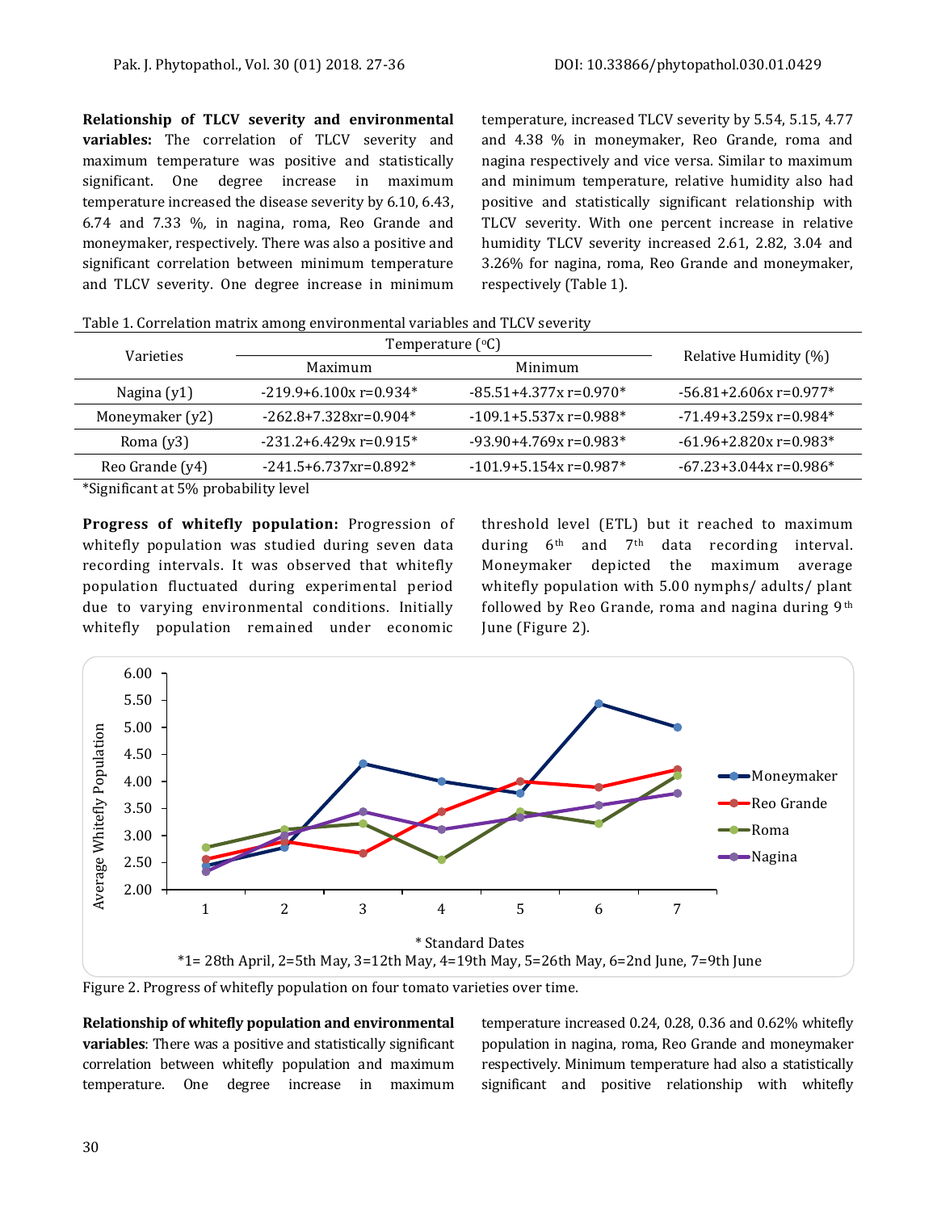**Relationship of TLCV severity and environmental variables:** The correlation of TLCV severity and maximum temperature was positive and statistically significant. One degree increase in maximum temperature increased the disease severity by 6.10, 6.43, 6.74 and 7.33 %, in nagina, roma, Reo Grande and moneymaker, respectively. There was also a positive and significant correlation between minimum temperature and TLCV severity. One degree increase in minimum temperature, increased TLCV severity by 5.54, 5.15, 4.77 and 4.38 % in moneymaker, Reo Grande, roma and nagina respectively and vice versa. Similar to maximum and minimum temperature, relative humidity also had positive and statistically significant relationship with TLCV severity. With one percent increase in relative humidity TLCV severity increased 2.61, 2.82, 3.04 and 3.26% for nagina, roma, Reo Grande and moneymaker, respectively (Table 1).

Table 1. Correlation matrix among environmental variables and TLCV severity

| Varieties | Temperature (°C) | | Relative Humidity (%) |
|---|---|---|---|
| | Maximum | Minimum | |
| Nagina (y1) | -219.9+6.100x r=0.934* | -85.51+4.377x r=0.970* | -56.81+2.606x r=0.977* |
| Moneymaker (y2) | -262.8+7.328xr=0.904* | -109.1+5.537x r=0.988* | -71.49+3.259x r=0.984* |
| Roma (y3) | -231.2+6.429x r=0.915* | -93.90+4.769x r=0.983* | -61.96+2.820x r=0.983* |
| Reo Grande (y4) | -241.5+6.737xr=0.892* | -101.9+5.154x r=0.987* | -67.23+3.044x r=0.986* |

*Significant at 5% probability level

**Progress of whitefly population:** Progression of whitefly population was studied during seven data recording intervals. It was observed that whitefly population fluctuated during experimental period due to varying environmental conditions. Initially whitefly population remained under economic threshold level (ETL) but it reached to maximum during 6th and 7th data recording interval. Moneymaker depicted the maximum average whitefly population with 5.00 nymphs/ adults/ plant followed by Reo Grande, roma and nagina during 9th June (Figure 2).

Figure 2. Progress of whitefly population on four tomato varieties over time.

**Relationship of whitefly population and environmental variables**: There was a positive and statistically significant correlation between whitefly population and maximum temperature. One degree increase in maximum temperature increased 0.24, 0.28, 0.36 and 0.62% whitefly population in nagina, roma, Reo Grande and moneymaker respectively. Minimum temperature had also a statistically significant and positive relationship with whitefly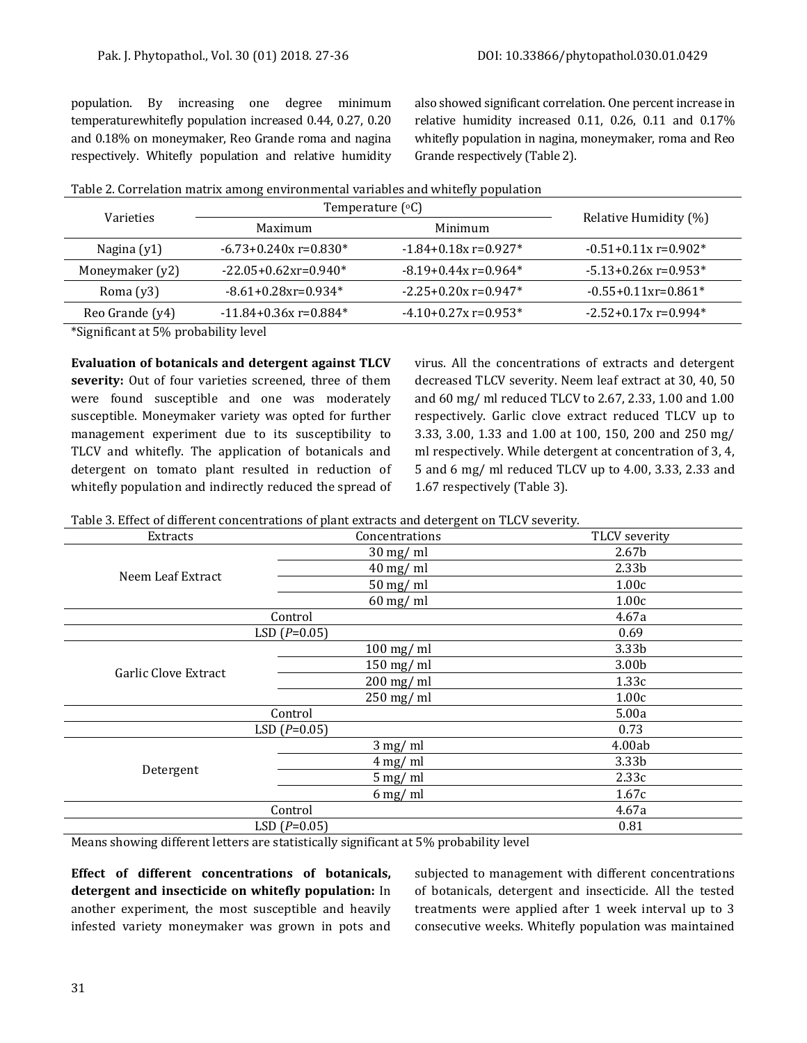population. By increasing one degree minimum temperaturewhitefly population increased 0.44, 0.27, 0.20 and 0.18% on moneymaker, Reo Grande roma and nagina respectively. Whitefly population and relative humidity also showed significant correlation. One percent increase in relative humidity increased 0.11, 0.26, 0.11 and 0.17% whitefly population in nagina, moneymaker, roma and Reo Grande respectively (Table 2).

Table 2. Correlation matrix among environmental variables and whitefly population

| Varieties | Temperature (°C) | | Relative Humidity (%) |
|---|---|---|---|
| | Maximum | Minimum | |
| Nagina (y1) | -6.73+0.240x r=0.830* | -1.84+0.18x r=0.927* | -0.51+0.11x r=0.902* |
| Moneymaker (y2) | -22.05+0.62xr=0.940* | -8.19+0.44x r=0.964* | -5.13+0.26x r=0.953* |
| Roma (y3) | -8.61+0.28xr=0.934* | -2.25+0.20x r=0.947* | -0.55+0.11xr=0.861* |
| Reo Grande (y4) | -11.84+0.36x r=0.884* | -4.10+0.27x r=0.953* | -2.52+0.17x r=0.994* |

*Significant at 5% probability level

**Evaluation of botanicals and detergent against TLCV severity:** Out of four varieties screened, three of them were found susceptible and one was moderately susceptible. Moneymaker variety was opted for further management experiment due to its susceptibility to TLCV and whitefly. The application of botanicals and detergent on tomato plant resulted in reduction of whitefly population and indirectly reduced the spread of virus. All the concentrations of extracts and detergent decreased TLCV severity. Neem leaf extract at 30, 40, 50 and 60 mg/ ml reduced TLCV to 2.67, 2.33, 1.00 and 1.00 respectively. Garlic clove extract reduced TLCV up to 3.33, 3.00, 1.33 and 1.00 at 100, 150, 200 and 250 mg/ ml respectively. While detergent at concentration of 3, 4, 5 and 6 mg/ ml reduced TLCV up to 4.00, 3.33, 2.33 and 1.67 respectively (Table 3).

Table 3. Effect of different concentrations of plant extracts and detergent on TLCV severity.

| Extracts | Concentrations | TLCV severity |
|---|---|---|
| Neem Leaf Extract | 30 mg/ ml | 2.67b |
| | 40 mg/ ml | 2.33b |
| | 50 mg/ ml | 1.00c |
| | 60 mg/ ml | 1.00c |
| Control | | 4.67a |
| LSD (*P*=0.05) | | 0.69 |
| Garlic Clove Extract | 100 mg/ ml | 3.33b |
| | 150 mg/ ml | 3.00b |
| | 200 mg/ ml | 1.33c |
| | 250 mg/ ml | 1.00c |
| Control | | 5.00a |
| LSD (*P*=0.05) | | 0.73 |
| Detergent | 3 mg/ ml | 4.00ab |
| | 4 mg/ ml | 3.33b |
| | 5 mg/ ml | 2.33c |
| | 6 mg/ ml | 1.67c |
| Control | | 4.67a |
| LSD (*P*=0.05) | | 0.81 |

Means showing different letters are statistically significant at 5% probability level

**Effect of different concentrations of botanicals, detergent and insecticide on whitefly population:** In another experiment, the most susceptible and heavily infested variety moneymaker was grown in pots and subjected to management with different concentrations of botanicals, detergent and insecticide. All the tested treatments were applied after 1 week interval up to 3 consecutive weeks. Whitefly population was maintained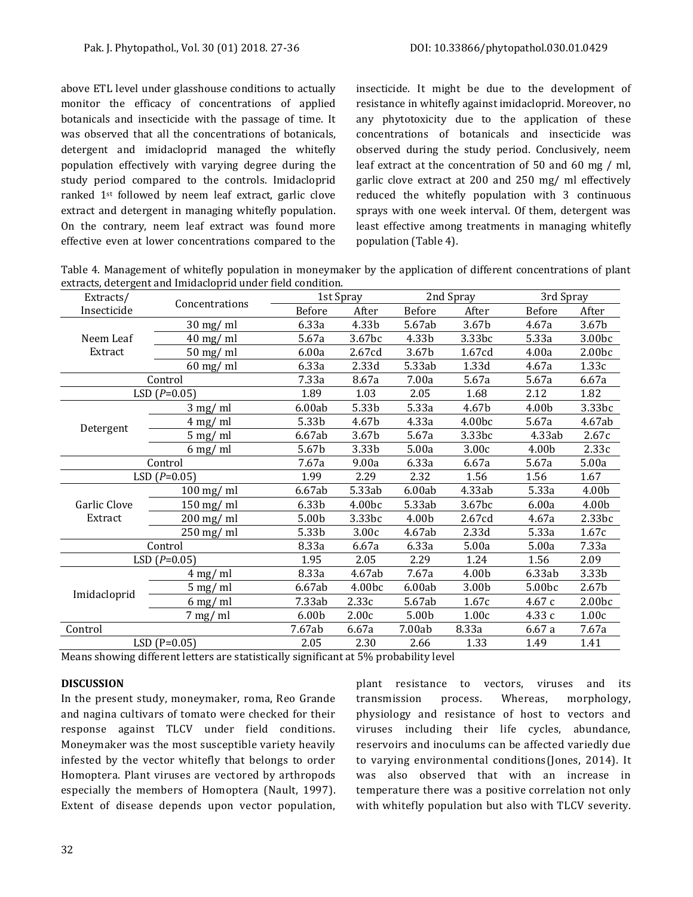above ETL level under glasshouse conditions to actually monitor the efficacy of concentrations of applied botanicals and insecticide with the passage of time. It was observed that all the concentrations of botanicals, detergent and imidacloprid managed the whitefly population effectively with varying degree during the study period compared to the controls. Imidacloprid ranked 1st followed by neem leaf extract, garlic clove extract and detergent in managing whitefly population. On the contrary, neem leaf extract was found more effective even at lower concentrations compared to the insecticide. It might be due to the development of resistance in whitefly against imidacloprid. Moreover, no any phytotoxicity due to the application of these concentrations of botanicals and insecticide was observed during the study period. Conclusively, neem leaf extract at the concentration of 50 and 60 mg / ml, garlic clove extract at 200 and 250 mg/ ml effectively reduced the whitefly population with 3 continuous sprays with one week interval. Of them, detergent was least effective among treatments in managing whitefly population (Table 4).

Table 4. Management of whitefly population in moneymaker by the application of different concentrations of plant extracts, detergent and Imidacloprid under field condition.

| Extracts/ Insecticide | Concentrations | 1st Spray | | 2nd Spray | | 3rd Spray | |
|---|---|---|---|---|---|---|---|
| | | Before | After | Before | After | Before | After |
| Neem Leaf Extract | 30 mg/ ml | 6.33a | 4.33b | 5.67ab | 3.67b | 4.67a | 3.67b |
| | 40 mg/ ml | 5.67a | 3.67bc | 4.33b | 3.33bc | 5.33a | 3.00bc |
| | 50 mg/ ml | 6.00a | 2.67cd | 3.67b | 1.67cd | 4.00a | 2.00bc |
| | 60 mg/ ml | 6.33a | 2.33d | 5.33ab | 1.33d | 4.67a | 1.33c |
| Control | | 7.33a | 8.67a | 7.00a | 5.67a | 5.67a | 6.67a |
| LSD (*P*=0.05) | | 1.89 | 1.03 | 2.05 | 1.68 | 2.12 | 1.82 |
| Detergent | 3 mg/ ml | 6.00ab | 5.33b | 5.33a | 4.67b | 4.00b | 3.33bc |
| | 4 mg/ ml | 5.33b | 4.67b | 4.33a | 4.00bc | 5.67a | 4.67ab |
| | 5 mg/ ml | 6.67ab | 3.67b | 5.67a | 3.33bc | 4.33ab | 2.67c |
| | 6 mg/ ml | 5.67b | 3.33b | 5.00a | 3.00c | 4.00b | 2.33c |
| Control | | 7.67a | 9.00a | 6.33a | 6.67a | 5.67a | 5.00a |
| LSD (*P*=0.05) | | 1.99 | 2.29 | 2.32 | 1.56 | 1.56 | 1.67 |
| Garlic Clove Extract | 100 mg/ ml | 6.67ab | 5.33ab | 6.00ab | 4.33ab | 5.33a | 4.00b |
| | 150 mg/ ml | 6.33b | 4.00bc | 5.33ab | 3.67bc | 6.00a | 4.00b |
| | 200 mg/ ml | 5.00b | 3.33bc | 4.00b | 2.67cd | 4.67a | 2.33bc |
| | 250 mg/ ml | 5.33b | 3.00c | 4.67ab | 2.33d | 5.33a | 1.67c |
| Control | | 8.33a | 6.67a | 6.33a | 5.00a | 5.00a | 7.33a |
| LSD (*P*=0.05) | | 1.95 | 2.05 | 2.29 | 1.24 | 1.56 | 2.09 |
| Imidacloprid | 4 mg/ ml | 8.33a | 4.67ab | 7.67a | 4.00b | 6.33ab | 3.33b |
| | 5 mg/ ml | 6.67ab | 4.00bc | 6.00ab | 3.00b | 5.00bc | 2.67b |
| | 6 mg/ ml | 7.33ab | 2.33c | 5.67ab | 1.67c | 4.67 c | 2.00bc |
| | 7 mg/ ml | 6.00b | 2.00c | 5.00b | 1.00c | 4.33 c | 1.00c |
| Control | | 7.67ab | 6.67a | 7.00ab | 8.33a | 6.67 a | 7.67a |
| LSD (P=0.05) | | 2.05 | 2.30 | 2.66 | 1.33 | 1.49 | 1.41 |

Means showing different letters are statistically significant at 5% probability level

## DISCUSSION

In the present study, moneymaker, roma, Reo Grande and nagina cultivars of tomato were checked for their response against TLCV under field conditions. Moneymaker was the most susceptible variety heavily infested by the vector whitefly that belongs to order Homoptera. Plant viruses are vectored by arthropods especially the members of Homoptera (Nault, 1997). Extent of disease depends upon vector population, plant resistance to vectors, viruses and its transmission process. Whereas, morphology, physiology and resistance of host to vectors and viruses including their life cycles, abundance, reservoirs and inoculums can be affected variedly due to varying environmental conditions (Jones, 2014). It was also observed that with an increase in temperature there was a positive correlation not only with whitefly population but also with TLCV severity.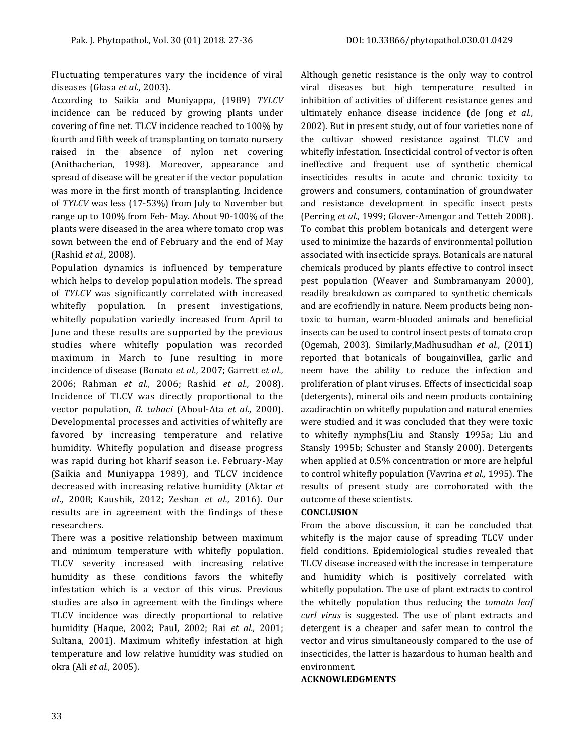Fluctuating temperatures vary the incidence of viral diseases (Glasa *et al.,* 2003).

According to Saikia and Muniyappa, (1989) *TYLCV* incidence can be reduced by growing plants under covering of fine net. TLCV incidence reached to 100% by fourth and fifth week of transplanting on tomato nursery raised in the absence of nylon net covering (Anithacherian, 1998). Moreover, appearance and spread of disease will be greater if the vector population was more in the first month of transplanting. Incidence of *TYLCV* was less (17-53%) from July to November but range up to 100% from Feb- May. About 90-100% of the plants were diseased in the area where tomato crop was sown between the end of February and the end of May (Rashid *et al.,* 2008).

Population dynamics is influenced by temperature which helps to develop population models. The spread of *TYLCV* was significantly correlated with increased whitefly population. In present investigations, whitefly population variedly increased from April to June and these results are supported by the previous studies where whitefly population was recorded maximum in March to June resulting in more incidence of disease (Bonato *et al.,* 2007; Garrett *et al.,* 2006; Rahman *et al.,* 2006; Rashid *et al.,* 2008). Incidence of TLCV was directly proportional to the vector population, *B. tabaci* (Aboul-Ata *et al.,* 2000). Developmental processes and activities of whitefly are favored by increasing temperature and relative humidity. Whitefly population and disease progress was rapid during hot kharif season i.e. February-May (Saikia and Muniyappa 1989), and TLCV incidence decreased with increasing relative humidity (Aktar *et al.,* 2008; Kaushik, 2012; Zeshan *et al.,* 2016). Our results are in agreement with the findings of these researchers.

There was a positive relationship between maximum and minimum temperature with whitefly population. TLCV severity increased with increasing relative humidity as these conditions favors the whitefly infestation which is a vector of this virus. Previous studies are also in agreement with the findings where TLCV incidence was directly proportional to relative humidity (Haque, 2002; Paul, 2002; Rai *et al.,* 2001; Sultana, 2001). Maximum whitefly infestation at high temperature and low relative humidity was studied on okra (Ali *et al.,* 2005).

Although genetic resistance is the only way to control viral diseases but high temperature resulted in inhibition of activities of different resistance genes and ultimately enhance disease incidence (de Jong *et al.,* 2002). But in present study, out of four varieties none of the cultivar showed resistance against TLCV and whitefly infestation. Insecticidal control of vector is often ineffective and frequent use of synthetic chemical insecticides results in acute and chronic toxicity to growers and consumers, contamination of groundwater and resistance development in specific insect pests (Perring *et al.*, 1999; Glover-Amengor and Tetteh 2008). To combat this problem botanicals and detergent were used to minimize the hazards of environmental pollution associated with insecticide sprays. Botanicals are natural chemicals produced by plants effective to control insect pest population (Weaver and Sumbramanyam 2000), readily breakdown as compared to synthetic chemicals and are ecofriendly in nature. Neem products being non-toxic to human, warm-blooded animals and beneficial insects can be used to control insect pests of tomato crop (Ogemah, 2003). Similarly,Madhusudhan *et al.,* (2011) reported that botanicals of bougainvillea, garlic and neem have the ability to reduce the infection and proliferation of plant viruses. Effects of insecticidal soap (detergents), mineral oils and neem products containing azadirachtin on whitefly population and natural enemies were studied and it was concluded that they were toxic to whitefly nymphs(Liu and Stansly 1995a; Liu and Stansly 1995b; Schuster and Stansly 2000). Detergents when applied at 0.5% concentration or more are helpful to control whitefly population (Vavrina *et al.,* 1995). The results of present study are corroborated with the outcome of these scientists.

## CONCLUSION

From the above discussion, it can be concluded that whitefly is the major cause of spreading TLCV under field conditions. Epidemiological studies revealed that TLCV disease increased with the increase in temperature and humidity which is positively correlated with whitefly population. The use of plant extracts to control the whitefly population thus reducing the *tomato leaf curl virus* is suggested. The use of plant extracts and detergent is a cheaper and safer mean to control the vector and virus simultaneously compared to the use of insecticides, the latter is hazardous to human health and environment.

## ACKNOWLEDGMENTS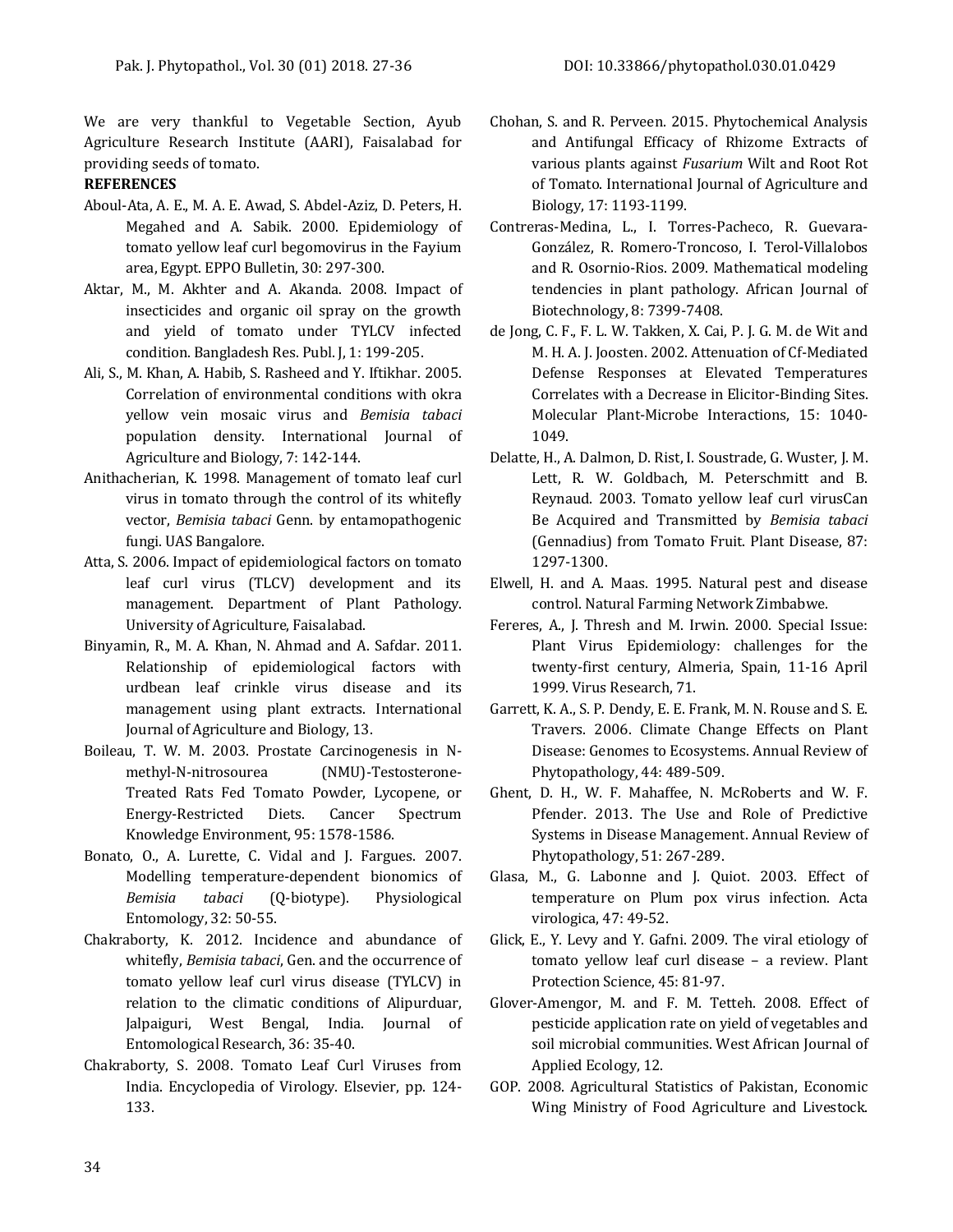We are very thankful to Vegetable Section, Ayub Agriculture Research Institute (AARI), Faisalabad for providing seeds of tomato.

**REFERENCES**

Aboul-Ata, A. E., M. A. E. Awad, S. Abdel-Aziz, D. Peters, H. Megahed and A. Sabik. 2000. Epidemiology of tomato yellow leaf curl begomovirus in the Fayium area, Egypt. EPPO Bulletin, 30: 297-300.

Aktar, M., M. Akhter and A. Akanda. 2008. Impact of insecticides and organic oil spray on the growth and yield of tomato under TYLCV infected condition. Bangladesh Res. Publ. J, 1: 199-205.

Ali, S., M. Khan, A. Habib, S. Rasheed and Y. Iftikhar. 2005. Correlation of environmental conditions with okra yellow vein mosaic virus and *Bemisia tabaci* population density. International Journal of Agriculture and Biology, 7: 142-144.

Anithacherian, K. 1998. Management of tomato leaf curl virus in tomato through the control of its whitefly vector, *Bemisia tabaci* Genn. by entamopathogenic fungi. UAS Bangalore.

Atta, S. 2006. Impact of epidemiological factors on tomato leaf curl virus (TLCV) development and its management. Department of Plant Pathology. University of Agriculture, Faisalabad.

Binyamin, R., M. A. Khan, N. Ahmad and A. Safdar. 2011. Relationship of epidemiological factors with urdbean leaf crinkle virus disease and its management using plant extracts. International Journal of Agriculture and Biology, 13.

Boileau, T. W. M. 2003. Prostate Carcinogenesis in N-methyl-N-nitrosourea (NMU)-Testosterone-Treated Rats Fed Tomato Powder, Lycopene, or Energy-Restricted Diets. Cancer Spectrum Knowledge Environment, 95: 1578-1586.

Bonato, O., A. Lurette, C. Vidal and J. Fargues. 2007. Modelling temperature-dependent bionomics of *Bemisia tabaci* (Q-biotype). Physiological Entomology, 32: 50-55.

Chakraborty, K. 2012. Incidence and abundance of whitefly, *Bemisia tabaci*, Gen. and the occurrence of tomato yellow leaf curl virus disease (TYLCV) in relation to the climatic conditions of Alipurduar, Jalpaiguri, West Bengal, India. Journal of Entomological Research, 36: 35-40.

Chakraborty, S. 2008. Tomato Leaf Curl Viruses from India. Encyclopedia of Virology. Elsevier, pp. 124-133.

Chohan, S. and R. Perveen. 2015. Phytochemical Analysis and Antifungal Efficacy of Rhizome Extracts of various plants against *Fusarium* Wilt and Root Rot of Tomato. International Journal of Agriculture and Biology, 17: 1193-1199.

Contreras-Medina, L., I. Torres-Pacheco, R. Guevara-González, R. Romero-Troncoso, I. Terol-Villalobos and R. Osornio-Rios. 2009. Mathematical modeling tendencies in plant pathology. African Journal of Biotechnology, 8: 7399-7408.

de Jong, C. F., F. L. W. Takken, X. Cai, P. J. G. M. de Wit and M. H. A. J. Joosten. 2002. Attenuation of Cf-Mediated Defense Responses at Elevated Temperatures Correlates with a Decrease in Elicitor-Binding Sites. Molecular Plant-Microbe Interactions, 15: 1040-1049.

Delatte, H., A. Dalmon, D. Rist, I. Soustrade, G. Wuster, J. M. Lett, R. W. Goldbach, M. Peterschmitt and B. Reynaud. 2003. Tomato yellow leaf curl virusCan Be Acquired and Transmitted by *Bemisia tabaci* (Gennadius) from Tomato Fruit. Plant Disease, 87: 1297-1300.

Elwell, H. and A. Maas. 1995. Natural pest and disease control. Natural Farming Network Zimbabwe.

Fereres, A., J. Thresh and M. Irwin. 2000. Special Issue: Plant Virus Epidemiology: challenges for the twenty-first century, Almeria, Spain, 11-16 April 1999. Virus Research, 71.

Garrett, K. A., S. P. Dendy, E. E. Frank, M. N. Rouse and S. E. Travers. 2006. Climate Change Effects on Plant Disease: Genomes to Ecosystems. Annual Review of Phytopathology, 44: 489-509.

Ghent, D. H., W. F. Mahaffee, N. McRoberts and W. F. Pfender. 2013. The Use and Role of Predictive Systems in Disease Management. Annual Review of Phytopathology, 51: 267-289.

Glasa, M., G. Labonne and J. Quiot. 2003. Effect of temperature on Plum pox virus infection. Acta virologica, 47: 49-52.

Glick, E., Y. Levy and Y. Gafni. 2009. The viral etiology of tomato yellow leaf curl disease – a review. Plant Protection Science, 45: 81-97.

Glover-Amengor, M. and F. M. Tetteh. 2008. Effect of pesticide application rate on yield of vegetables and soil microbial communities. West African Journal of Applied Ecology, 12.

GOP. 2008. Agricultural Statistics of Pakistan, Economic Wing Ministry of Food Agriculture and Livestock.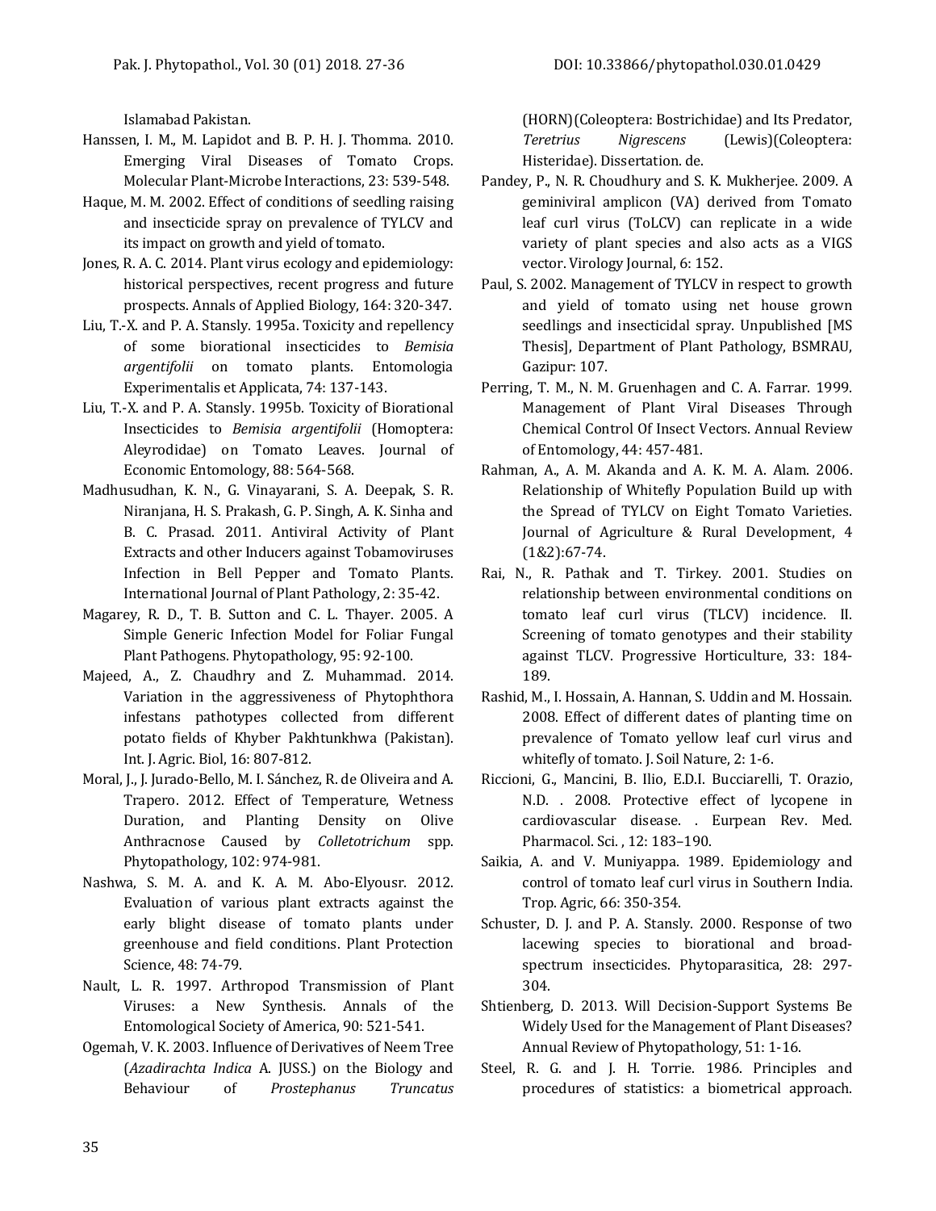Islamabad Pakistan.

Hanssen, I. M., M. Lapidot and B. P. H. J. Thomma. 2010. Emerging Viral Diseases of Tomato Crops. Molecular Plant-Microbe Interactions, 23: 539-548.

Haque, M. M. 2002. Effect of conditions of seedling raising and insecticide spray on prevalence of TYLCV and its impact on growth and yield of tomato.

Jones, R. A. C. 2014. Plant virus ecology and epidemiology: historical perspectives, recent progress and future prospects. Annals of Applied Biology, 164: 320-347.

Liu, T.-X. and P. A. Stansly. 1995a. Toxicity and repellency of some biorational insecticides to *Bemisia argentifolii* on tomato plants. Entomologia Experimentalis et Applicata, 74: 137-143.

Liu, T.-X. and P. A. Stansly. 1995b. Toxicity of Biorational Insecticides to *Bemisia argentifolii* (Homoptera: Aleyrodidae) on Tomato Leaves. Journal of Economic Entomology, 88: 564-568.

Madhusudhan, K. N., G. Vinayarani, S. A. Deepak, S. R. Niranjana, H. S. Prakash, G. P. Singh, A. K. Sinha and B. C. Prasad. 2011. Antiviral Activity of Plant Extracts and other Inducers against Tobamoviruses Infection in Bell Pepper and Tomato Plants. International Journal of Plant Pathology, 2: 35-42.

Magarey, R. D., T. B. Sutton and C. L. Thayer. 2005. A Simple Generic Infection Model for Foliar Fungal Plant Pathogens. Phytopathology, 95: 92-100.

Majeed, A., Z. Chaudhry and Z. Muhammad. 2014. Variation in the aggressiveness of Phytophthora infestans pathotypes collected from different potato fields of Khyber Pakhtunkhwa (Pakistan). Int. J. Agric. Biol, 16: 807-812.

Moral, J., J. Jurado-Bello, M. I. Sánchez, R. de Oliveira and A. Trapero. 2012. Effect of Temperature, Wetness Duration, and Planting Density on Olive Anthracnose Caused by *Colletotrichum* spp. Phytopathology, 102: 974-981.

Nashwa, S. M. A. and K. A. M. Abo-Elyousr. 2012. Evaluation of various plant extracts against the early blight disease of tomato plants under greenhouse and field conditions. Plant Protection Science, 48: 74-79.

Nault, L. R. 1997. Arthropod Transmission of Plant Viruses: a New Synthesis. Annals of the Entomological Society of America, 90: 521-541.

Ogemah, V. K. 2003. Influence of Derivatives of Neem Tree (*Azadirachta Indica* A. JUSS.) on the Biology and Behaviour of *Prostephanus Truncatus* (HORN)(Coleoptera: Bostrichidae) and Its Predator, *Teretrius Nigrescens* (Lewis)(Coleoptera: Histeridae). Dissertation. de.

Pandey, P., N. R. Choudhury and S. K. Mukherjee. 2009. A geminiviral amplicon (VA) derived from Tomato leaf curl virus (ToLCV) can replicate in a wide variety of plant species and also acts as a VIGS vector. Virology Journal, 6: 152.

Paul, S. 2002. Management of TYLCV in respect to growth and yield of tomato using net house grown seedlings and insecticidal spray. Unpublished [MS Thesis], Department of Plant Pathology, BSMRAU, Gazipur: 107.

Perring, T. M., N. M. Gruenhagen and C. A. Farrar. 1999. Management of Plant Viral Diseases Through Chemical Control Of Insect Vectors. Annual Review of Entomology, 44: 457-481.

Rahman, A., A. M. Akanda and A. K. M. A. Alam. 2006. Relationship of Whitefly Population Build up with the Spread of TYLCV on Eight Tomato Varieties. Journal of Agriculture & Rural Development, 4 (1&2):67-74.

Rai, N., R. Pathak and T. Tirkey. 2001. Studies on relationship between environmental conditions on tomato leaf curl virus (TLCV) incidence. II. Screening of tomato genotypes and their stability against TLCV. Progressive Horticulture, 33: 184-189.

Rashid, M., I. Hossain, A. Hannan, S. Uddin and M. Hossain. 2008. Effect of different dates of planting time on prevalence of Tomato yellow leaf curl virus and whitefly of tomato. J. Soil Nature, 2: 1-6.

Riccioni, G., Mancini, B. Ilio, E.D.I. Bucciarelli, T. Orazio, N.D. . 2008. Protective effect of lycopene in cardiovascular disease. . Eurpean Rev. Med. Pharmacol. Sci. , 12: 183–190.

Saikia, A. and V. Muniyappa. 1989. Epidemiology and control of tomato leaf curl virus in Southern India. Trop. Agric, 66: 350-354.

Schuster, D. J. and P. A. Stansly. 2000. Response of two lacewing species to biorational and broad-spectrum insecticides. Phytoparasitica, 28: 297-304.

Shtienberg, D. 2013. Will Decision-Support Systems Be Widely Used for the Management of Plant Diseases? Annual Review of Phytopathology, 51: 1-16.

Steel, R. G. and J. H. Torrie. 1986. Principles and procedures of statistics: a biometrical approach.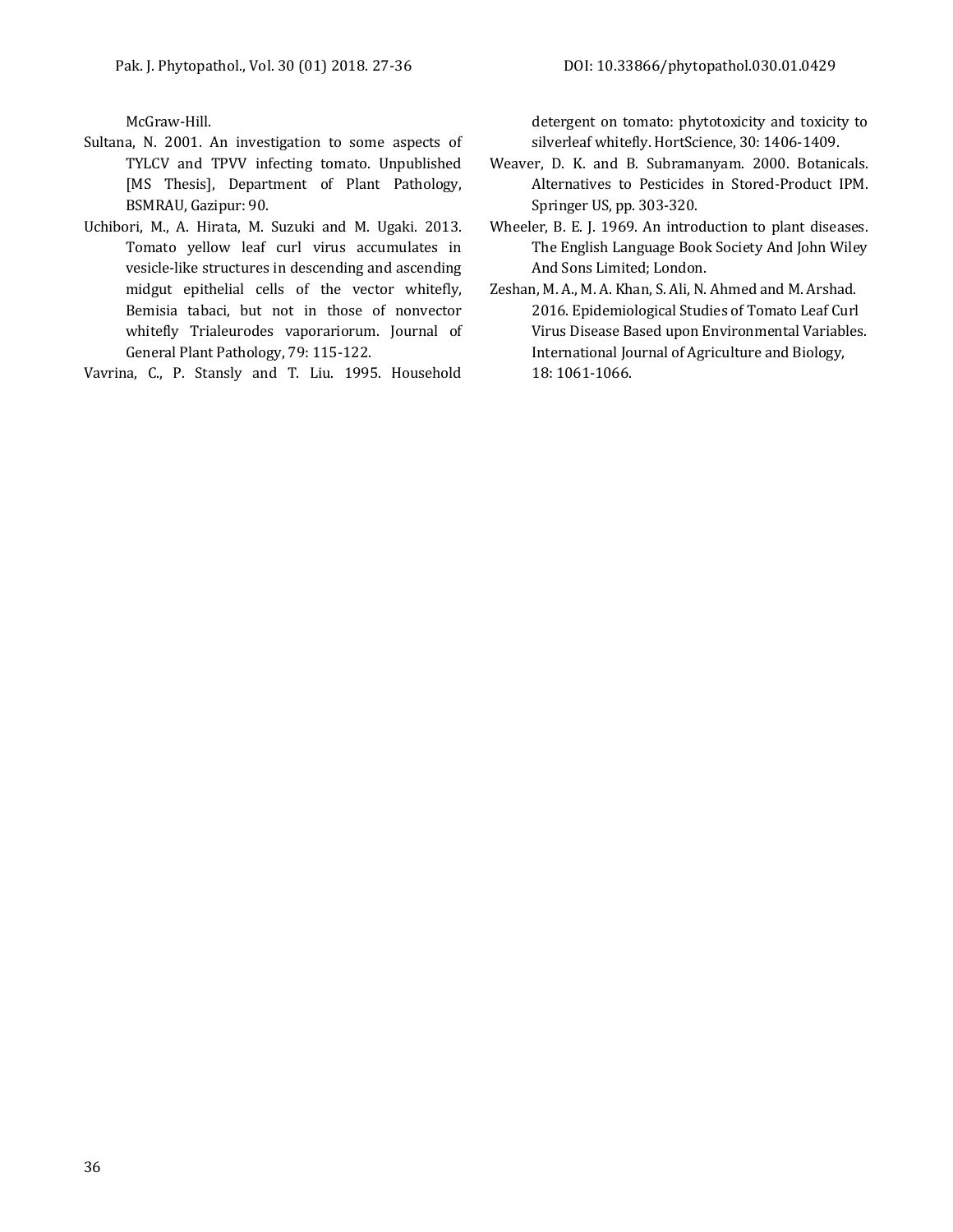McGraw-Hill.

Sultana, N. 2001. An investigation to some aspects of TYLCV and TPVV infecting tomato. Unpublished [MS Thesis], Department of Plant Pathology, BSMRAU, Gazipur: 90.

Uchibori, M., A. Hirata, M. Suzuki and M. Ugaki. 2013. Tomato yellow leaf curl virus accumulates in vesicle-like structures in descending and ascending midgut epithelial cells of the vector whitefly, Bemisia tabaci, but not in those of nonvector whitefly Trialeurodes vaporariorum. Journal of General Plant Pathology, 79: 115-122.

Vavrina, C., P. Stansly and T. Liu. 1995. Household detergent on tomato: phytotoxicity and toxicity to silverleaf whitefly. HortScience, 30: 1406-1409.

Weaver, D. K. and B. Subramanyam. 2000. Botanicals. Alternatives to Pesticides in Stored-Product IPM. Springer US, pp. 303-320.

Wheeler, B. E. J. 1969. An introduction to plant diseases. The English Language Book Society And John Wiley And Sons Limited; London.

Zeshan, M. A., M. A. Khan, S. Ali, N. Ahmed and M. Arshad. 2016. Epidemiological Studies of Tomato Leaf Curl Virus Disease Based upon Environmental Variables. International Journal of Agriculture and Biology, 18: 1061-1066.